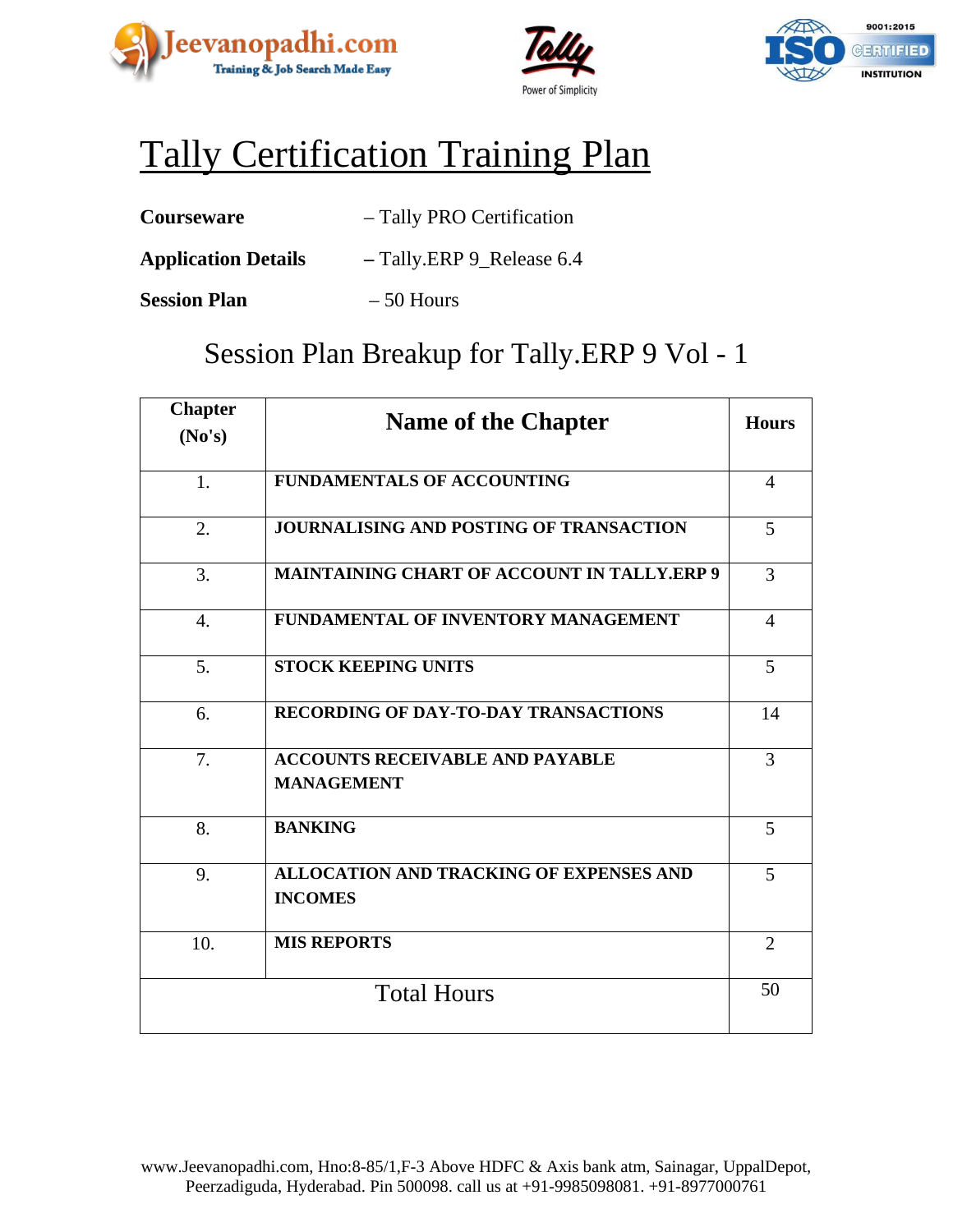# Tally Certification Training Plan

**Courseware** – Tally PRO Certification

**Application Details** – Tally.ERP 9_Release 6.4

**Session Plan** – 50 Hours

## Session Plan Breakup for Tally.ERP 9 Vol - 1

| Chapter (No's) | Name of the Chapter | Hours |
|---|---|---|
| 1. | **FUNDAMENTALS OF ACCOUNTING** | 4 |
| 2. | **JOURNALISING AND POSTING OF TRANSACTION** | 5 |
| 3. | **MAINTAINING CHART OF ACCOUNT IN TALLY.ERP 9** | 3 |
| 4. | **FUNDAMENTAL OF INVENTORY MANAGEMENT** | 4 |
| 5. | **STOCK KEEPING UNITS** | 5 |
| 6. | **RECORDING OF DAY-TO-DAY TRANSACTIONS** | 14 |
| 7. | **ACCOUNTS RECEIVABLE AND PAYABLE MANAGEMENT** | 3 |
| 8. | **BANKING** | 5 |
| 9. | **ALLOCATION AND TRACKING OF EXPENSES AND INCOMES** | 5 |
| 10. | **MIS REPORTS** | 2 |
| Total Hours | | 50 |

www.Jeevanopadhi.com, Hno:8-85/1,F-3 Above HDFC & Axis bank atm, Sainagar, UppalDepot, Peerzadiguda, Hyderabad. Pin 500098. call us at +91-9985098081. +91-8977000761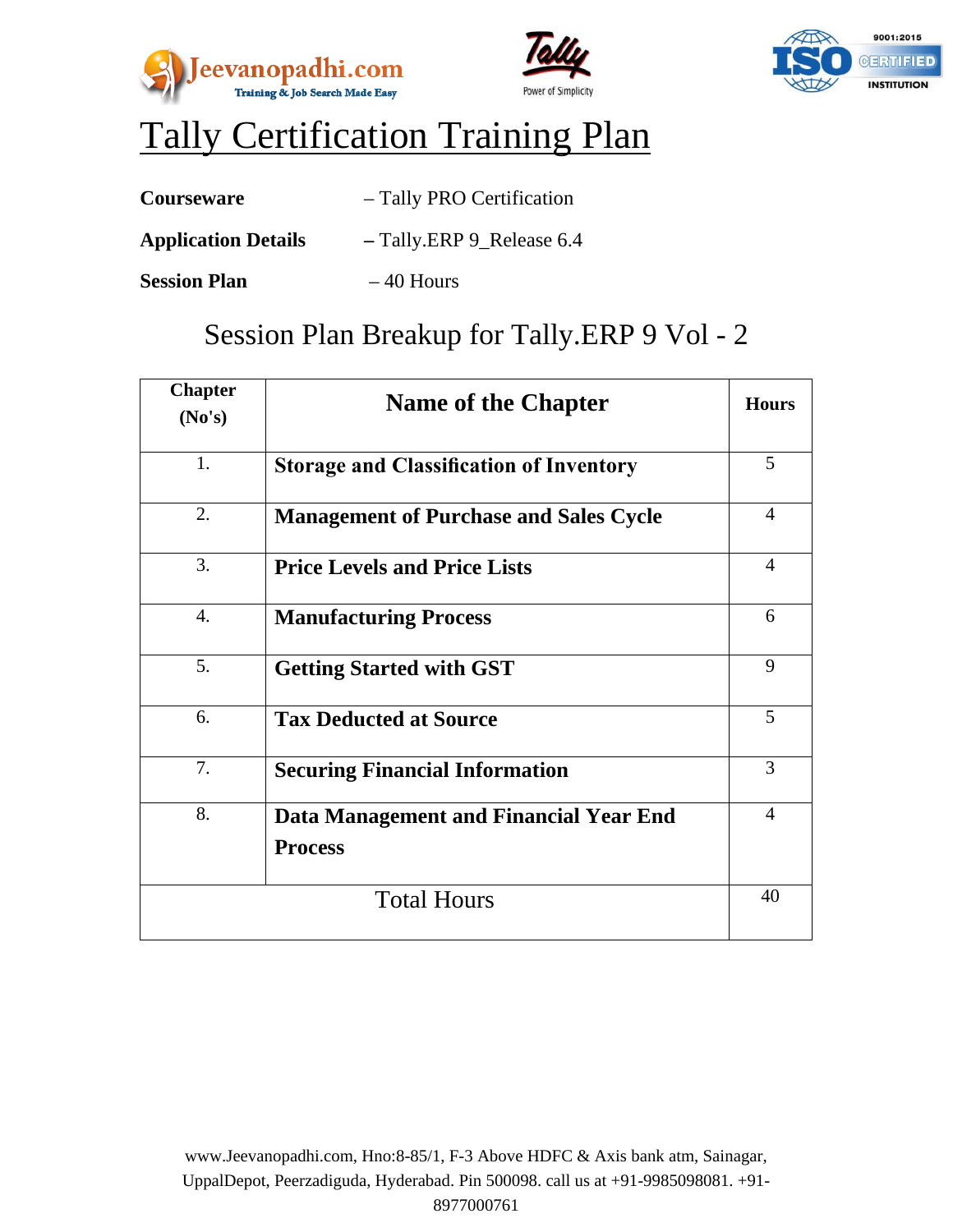# Tally Certification Training Plan

**Courseware** – Tally PRO Certification

**Application Details** – Tally.ERP 9_Release 6.4

**Session Plan** – 40 Hours

## Session Plan Breakup for Tally.ERP 9 Vol - 2

| Chapter (No's) | Name of the Chapter | Hours |
|---|---|---|
| 1. | **Storage and Classification of Inventory** | 5 |
| 2. | **Management of Purchase and Sales Cycle** | 4 |
| 3. | **Price Levels and Price Lists** | 4 |
| 4. | **Manufacturing Process** | 6 |
| 5. | **Getting Started with GST** | 9 |
| 6. | **Tax Deducted at Source** | 5 |
| 7. | **Securing Financial Information** | 3 |
| 8. | **Data Management and Financial Year End Process** | 4 |
| Total Hours | | 40 |

www.Jeevanopadhi.com, Hno:8-85/1, F-3 Above HDFC & Axis bank atm, Sainagar, UppalDepot, Peerzadiguda, Hyderabad. Pin 500098. call us at +91-9985098081. +91-8977000761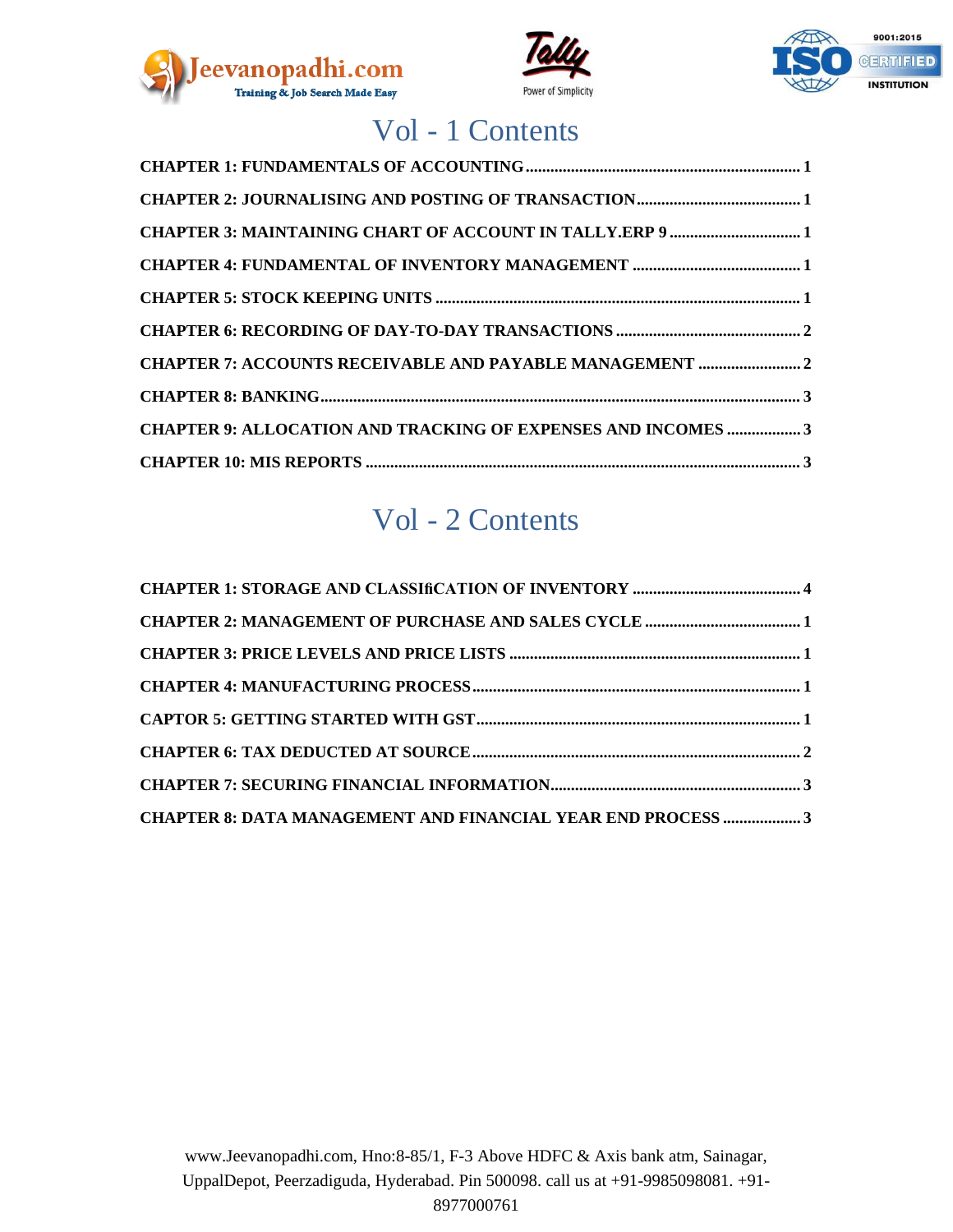# Vol - 1 Contents

**CHAPTER 1: FUNDAMENTALS OF ACCOUNTING .................................................................. 1**

**CHAPTER 2: JOURNALISING AND POSTING OF TRANSACTION ........................................ 1**

**CHAPTER 3: MAINTAINING CHART OF ACCOUNT IN TALLY.ERP 9 ................................ 1**

**CHAPTER 4: FUNDAMENTAL OF INVENTORY MANAGEMENT ........................................ 1**

**CHAPTER 5: STOCK KEEPING UNITS ........................................................................................ 1**

**CHAPTER 6: RECORDING OF DAY-TO-DAY TRANSACTIONS ............................................ 2**

**CHAPTER 7: ACCOUNTS RECEIVABLE AND PAYABLE MANAGEMENT ......................... 2**

**CHAPTER 8: BANKING ..................................................................................................................... 3**

**CHAPTER 9: ALLOCATION AND TRACKING OF EXPENSES AND INCOMES .................. 3**

**CHAPTER 10: MIS REPORTS ......................................................................................................... 3**

# Vol - 2 Contents

**CHAPTER 1: STORAGE AND CLASSIfiCATION OF INVENTORY ......................................... 4**

**CHAPTER 2: MANAGEMENT OF PURCHASE AND SALES CYCLE ..................................... 1**

**CHAPTER 3: PRICE LEVELS AND PRICE LISTS ...................................................................... 1**

**CHAPTER 4: MANUFACTURING PROCESS ............................................................................... 1**

**CAPTOR 5: GETTING STARTED WITH GST .............................................................................. 1**

**CHAPTER 6: TAX DEDUCTED AT SOURCE ............................................................................... 2**

**CHAPTER 7: SECURING FINANCIAL INFORMATION ............................................................ 3**

**CHAPTER 8: DATA MANAGEMENT AND FINANCIAL YEAR END PROCESS ................... 3**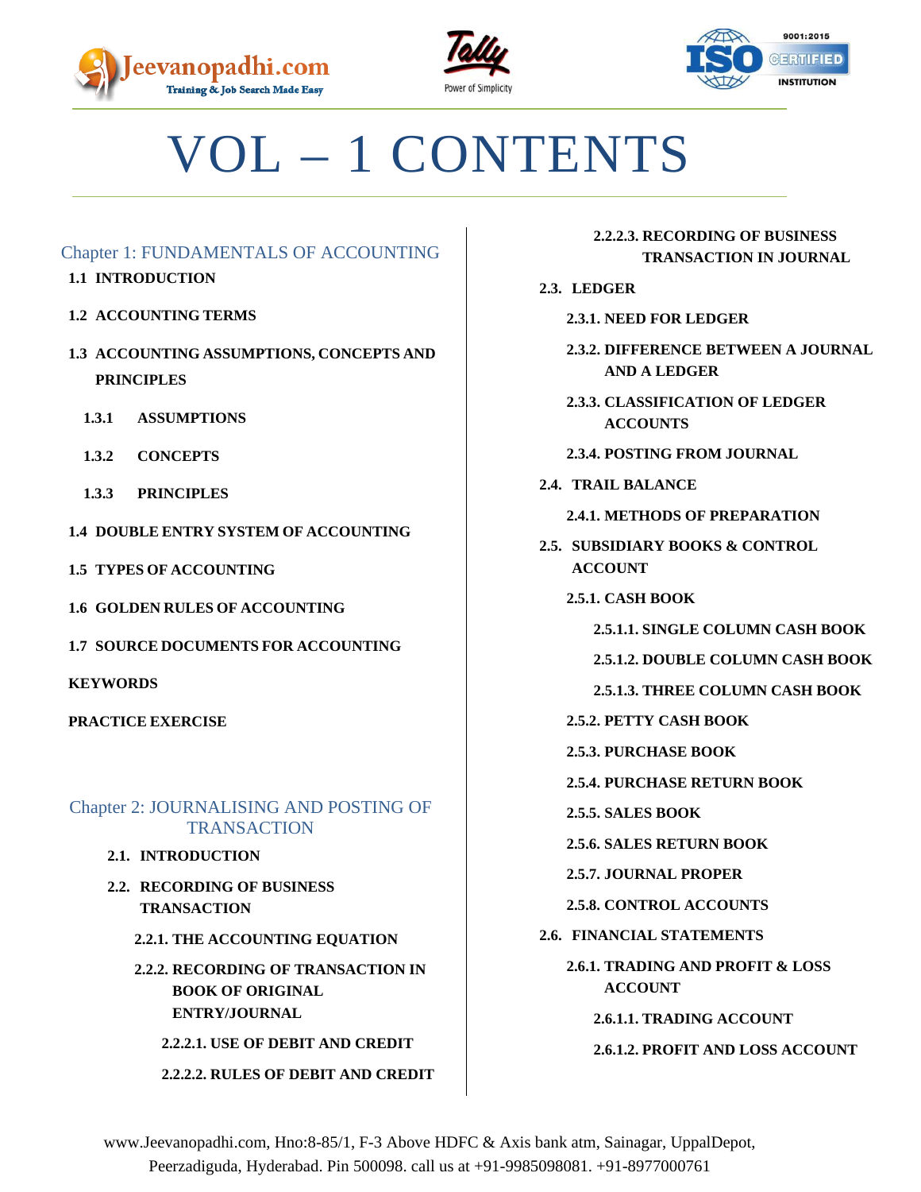# VOL – 1 CONTENTS

## Chapter 1: FUNDAMENTALS OF ACCOUNTING

**1.1 INTRODUCTION**

**1.2 ACCOUNTING TERMS**

**1.3 ACCOUNTING ASSUMPTIONS, CONCEPTS AND PRINCIPLES**

- **1.3.1 ASSUMPTIONS**
- **1.3.2 CONCEPTS**
- **1.3.3 PRINCIPLES**

**1.4 DOUBLE ENTRY SYSTEM OF ACCOUNTING**

**1.5 TYPES OF ACCOUNTING**

**1.6 GOLDEN RULES OF ACCOUNTING**

**1.7 SOURCE DOCUMENTS FOR ACCOUNTING**

**KEYWORDS**

**PRACTICE EXERCISE**

## Chapter 2: JOURNALISING AND POSTING OF TRANSACTION

**2.1. INTRODUCTION**

**2.2. RECORDING OF BUSINESS TRANSACTION**

- **2.2.1. THE ACCOUNTING EQUATION**
- **2.2.2. RECORDING OF TRANSACTION IN BOOK OF ORIGINAL ENTRY/JOURNAL**
  - **2.2.2.1. USE OF DEBIT AND CREDIT**
  - **2.2.2.2. RULES OF DEBIT AND CREDIT**
  - **2.2.2.3. RECORDING OF BUSINESS TRANSACTION IN JOURNAL**

**2.3. LEDGER**

- **2.3.1. NEED FOR LEDGER**
- **2.3.2. DIFFERENCE BETWEEN A JOURNAL AND A LEDGER**
- **2.3.3. CLASSIFICATION OF LEDGER ACCOUNTS**
- **2.3.4. POSTING FROM JOURNAL**

**2.4. TRAIL BALANCE**

- **2.4.1. METHODS OF PREPARATION**

**2.5. SUBSIDIARY BOOKS & CONTROL ACCOUNT**

- **2.5.1. CASH BOOK**
  - **2.5.1.1. SINGLE COLUMN CASH BOOK**
  - **2.5.1.2. DOUBLE COLUMN CASH BOOK**
  - **2.5.1.3. THREE COLUMN CASH BOOK**
- **2.5.2. PETTY CASH BOOK**
- **2.5.3. PURCHASE BOOK**
- **2.5.4. PURCHASE RETURN BOOK**
- **2.5.5. SALES BOOK**
- **2.5.6. SALES RETURN BOOK**
- **2.5.7. JOURNAL PROPER**
- **2.5.8. CONTROL ACCOUNTS**

**2.6. FINANCIAL STATEMENTS**

- **2.6.1. TRADING AND PROFIT & LOSS ACCOUNT**
  - **2.6.1.1. TRADING ACCOUNT**
  - **2.6.1.2. PROFIT AND LOSS ACCOUNT**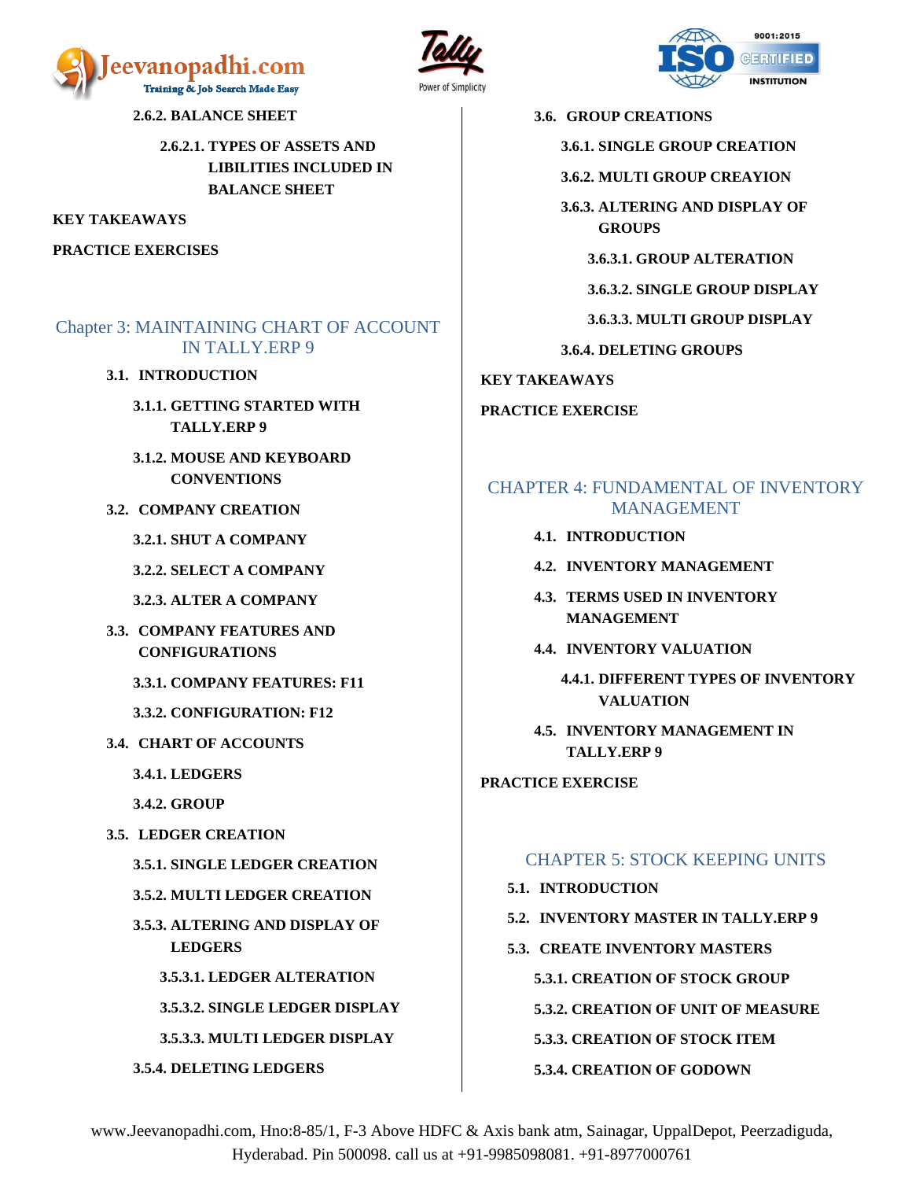**2.6.2. BALANCE SHEET**

**2.6.2.1. TYPES OF ASSETS AND LIBILITIES INCLUDED IN BALANCE SHEET**

**KEY TAKEAWAYS**

**PRACTICE EXERCISES**

## Chapter 3: MAINTAINING CHART OF ACCOUNT IN TALLY.ERP 9

**3.1. INTRODUCTION**

**3.1.1. GETTING STARTED WITH TALLY.ERP 9**

**3.1.2. MOUSE AND KEYBOARD CONVENTIONS**

**3.2. COMPANY CREATION**

**3.2.1. SHUT A COMPANY**

**3.2.2. SELECT A COMPANY**

**3.2.3. ALTER A COMPANY**

**3.3. COMPANY FEATURES AND CONFIGURATIONS**

**3.3.1. COMPANY FEATURES: F11**

**3.3.2. CONFIGURATION: F12**

**3.4. CHART OF ACCOUNTS**

**3.4.1. LEDGERS**

**3.4.2. GROUP**

**3.5. LEDGER CREATION**

**3.5.1. SINGLE LEDGER CREATION**

**3.5.2. MULTI LEDGER CREATION**

**3.5.3. ALTERING AND DISPLAY OF LEDGERS**

**3.5.3.1. LEDGER ALTERATION**

**3.5.3.2. SINGLE LEDGER DISPLAY**

**3.5.3.3. MULTI LEDGER DISPLAY**

**3.5.4. DELETING LEDGERS**

**3.6. GROUP CREATIONS**

**3.6.1. SINGLE GROUP CREATION**

**3.6.2. MULTI GROUP CREAYION**

**3.6.3. ALTERING AND DISPLAY OF GROUPS**

**3.6.3.1. GROUP ALTERATION**

**3.6.3.2. SINGLE GROUP DISPLAY**

**3.6.3.3. MULTI GROUP DISPLAY**

**3.6.4. DELETING GROUPS**

**KEY TAKEAWAYS**

**PRACTICE EXERCISE**

## CHAPTER 4: FUNDAMENTAL OF INVENTORY MANAGEMENT

**4.1. INTRODUCTION**

**4.2. INVENTORY MANAGEMENT**

**4.3. TERMS USED IN INVENTORY MANAGEMENT**

**4.4. INVENTORY VALUATION**

**4.4.1. DIFFERENT TYPES OF INVENTORY VALUATION**

**4.5. INVENTORY MANAGEMENT IN TALLY.ERP 9**

**PRACTICE EXERCISE**

## CHAPTER 5: STOCK KEEPING UNITS

**5.1. INTRODUCTION**

**5.2. INVENTORY MASTER IN TALLY.ERP 9**

**5.3. CREATE INVENTORY MASTERS**

**5.3.1. CREATION OF STOCK GROUP**

**5.3.2. CREATION OF UNIT OF MEASURE**

**5.3.3. CREATION OF STOCK ITEM**

**5.3.4. CREATION OF GODOWN**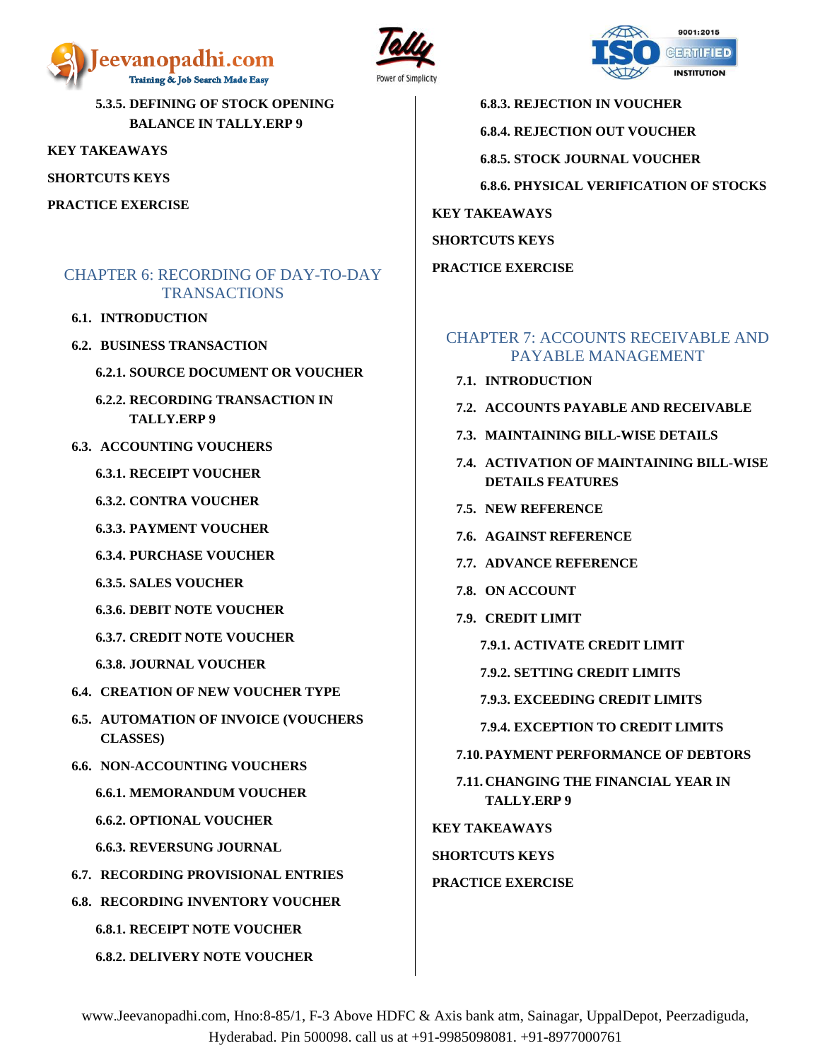5.3.5. DEFINING OF STOCK OPENING BALANCE IN TALLY.ERP 9

KEY TAKEAWAYS

SHORTCUTS KEYS

PRACTICE EXERCISE

## CHAPTER 6: RECORDING OF DAY-TO-DAY TRANSACTIONS

6.1. INTRODUCTION

6.2. BUSINESS TRANSACTION

6.2.1. SOURCE DOCUMENT OR VOUCHER

6.2.2. RECORDING TRANSACTION IN TALLY.ERP 9

6.3. ACCOUNTING VOUCHERS

6.3.1. RECEIPT VOUCHER

6.3.2. CONTRA VOUCHER

6.3.3. PAYMENT VOUCHER

6.3.4. PURCHASE VOUCHER

6.3.5. SALES VOUCHER

6.3.6. DEBIT NOTE VOUCHER

6.3.7. CREDIT NOTE VOUCHER

6.3.8. JOURNAL VOUCHER

6.4. CREATION OF NEW VOUCHER TYPE

6.5. AUTOMATION OF INVOICE (VOUCHERS CLASSES)

6.6. NON-ACCOUNTING VOUCHERS

6.6.1. MEMORANDUM VOUCHER

6.6.2. OPTIONAL VOUCHER

6.6.3. REVERSUNG JOURNAL

6.7. RECORDING PROVISIONAL ENTRIES

6.8. RECORDING INVENTORY VOUCHER

6.8.1. RECEIPT NOTE VOUCHER

6.8.2. DELIVERY NOTE VOUCHER

6.8.3. REJECTION IN VOUCHER

6.8.4. REJECTION OUT VOUCHER

6.8.5. STOCK JOURNAL VOUCHER

6.8.6. PHYSICAL VERIFICATION OF STOCKS

KEY TAKEAWAYS

SHORTCUTS KEYS

PRACTICE EXERCISE

## CHAPTER 7: ACCOUNTS RECEIVABLE AND PAYABLE MANAGEMENT

7.1. INTRODUCTION

7.2. ACCOUNTS PAYABLE AND RECEIVABLE

7.3. MAINTAINING BILL-WISE DETAILS

7.4. ACTIVATION OF MAINTAINING BILL-WISE DETAILS FEATURES

7.5. NEW REFERENCE

7.6. AGAINST REFERENCE

7.7. ADVANCE REFERENCE

7.8. ON ACCOUNT

7.9. CREDIT LIMIT

7.9.1. ACTIVATE CREDIT LIMIT

7.9.2. SETTING CREDIT LIMITS

7.9.3. EXCEEDING CREDIT LIMITS

7.9.4. EXCEPTION TO CREDIT LIMITS

7.10. PAYMENT PERFORMANCE OF DEBTORS

7.11. CHANGING THE FINANCIAL YEAR IN TALLY.ERP 9

KEY TAKEAWAYS

SHORTCUTS KEYS

PRACTICE EXERCISE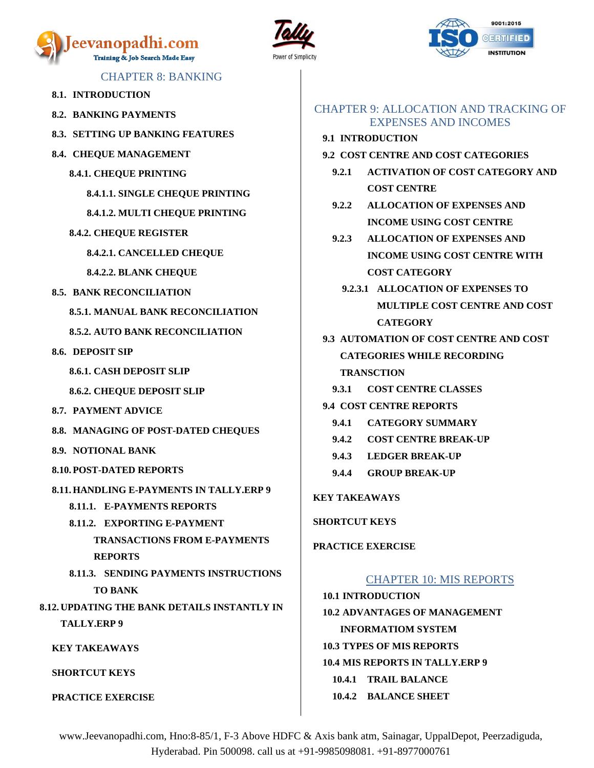## CHAPTER 8: BANKING

- **8.1. INTRODUCTION**
- **8.2. BANKING PAYMENTS**
- **8.3. SETTING UP BANKING FEATURES**
- **8.4. CHEQUE MANAGEMENT**
  - **8.4.1. CHEQUE PRINTING**
    - **8.4.1.1. SINGLE CHEQUE PRINTING**
    - **8.4.1.2. MULTI CHEQUE PRINTING**
  - **8.4.2. CHEQUE REGISTER**
    - **8.4.2.1. CANCELLED CHEQUE**
    - **8.4.2.2. BLANK CHEQUE**
- **8.5. BANK RECONCILIATION**
  - **8.5.1. MANUAL BANK RECONCILIATION**
  - **8.5.2. AUTO BANK RECONCILIATION**
- **8.6. DEPOSIT SIP**
  - **8.6.1. CASH DEPOSIT SLIP**
  - **8.6.2. CHEQUE DEPOSIT SLIP**
- **8.7. PAYMENT ADVICE**
- **8.8. MANAGING OF POST-DATED CHEQUES**
- **8.9. NOTIONAL BANK**
- **8.10. POST-DATED REPORTS**
- **8.11. HANDLING E-PAYMENTS IN TALLY.ERP 9**
  - **8.11.1. E-PAYMENTS REPORTS**
  - **8.11.2. EXPORTING E-PAYMENT TRANSACTIONS FROM E-PAYMENTS REPORTS**
  - **8.11.3. SENDING PAYMENTS INSTRUCTIONS TO BANK**
- **8.12. UPDATING THE BANK DETAILS INSTANTLY IN TALLY.ERP 9**

**KEY TAKEAWAYS**

**SHORTCUT KEYS**

**PRACTICE EXERCISE**

## CHAPTER 9: ALLOCATION AND TRACKING OF EXPENSES AND INCOMES

- **9.1 INTRODUCTION**
- **9.2 COST CENTRE AND COST CATEGORIES**
  - **9.2.1 ACTIVATION OF COST CATEGORY AND COST CENTRE**
  - **9.2.2 ALLOCATION OF EXPENSES AND INCOME USING COST CENTRE**
  - **9.2.3 ALLOCATION OF EXPENSES AND INCOME USING COST CENTRE WITH COST CATEGORY**
    - **9.2.3.1 ALLOCATION OF EXPENSES TO MULTIPLE COST CENTRE AND COST CATEGORY**
- **9.3 AUTOMATION OF COST CENTRE AND COST CATEGORIES WHILE RECORDING TRANSCTION**
  - **9.3.1 COST CENTRE CLASSES**
- **9.4 COST CENTRE REPORTS**
  - **9.4.1 CATEGORY SUMMARY**
  - **9.4.2 COST CENTRE BREAK-UP**
  - **9.4.3 LEDGER BREAK-UP**
  - **9.4.4 GROUP BREAK-UP**

**KEY TAKEAWAYS**

**SHORTCUT KEYS**

**PRACTICE EXERCISE**

## CHAPTER 10: MIS REPORTS

- **10.1 INTRODUCTION**
- **10.2 ADVANTAGES OF MANAGEMENT INFORMATION SYSTEM**
- **10.3 TYPES OF MIS REPORTS**
- **10.4 MIS REPORTS IN TALLY.ERP 9**
  - **10.4.1 TRAIL BALANCE**
  - **10.4.2 BALANCE SHEET**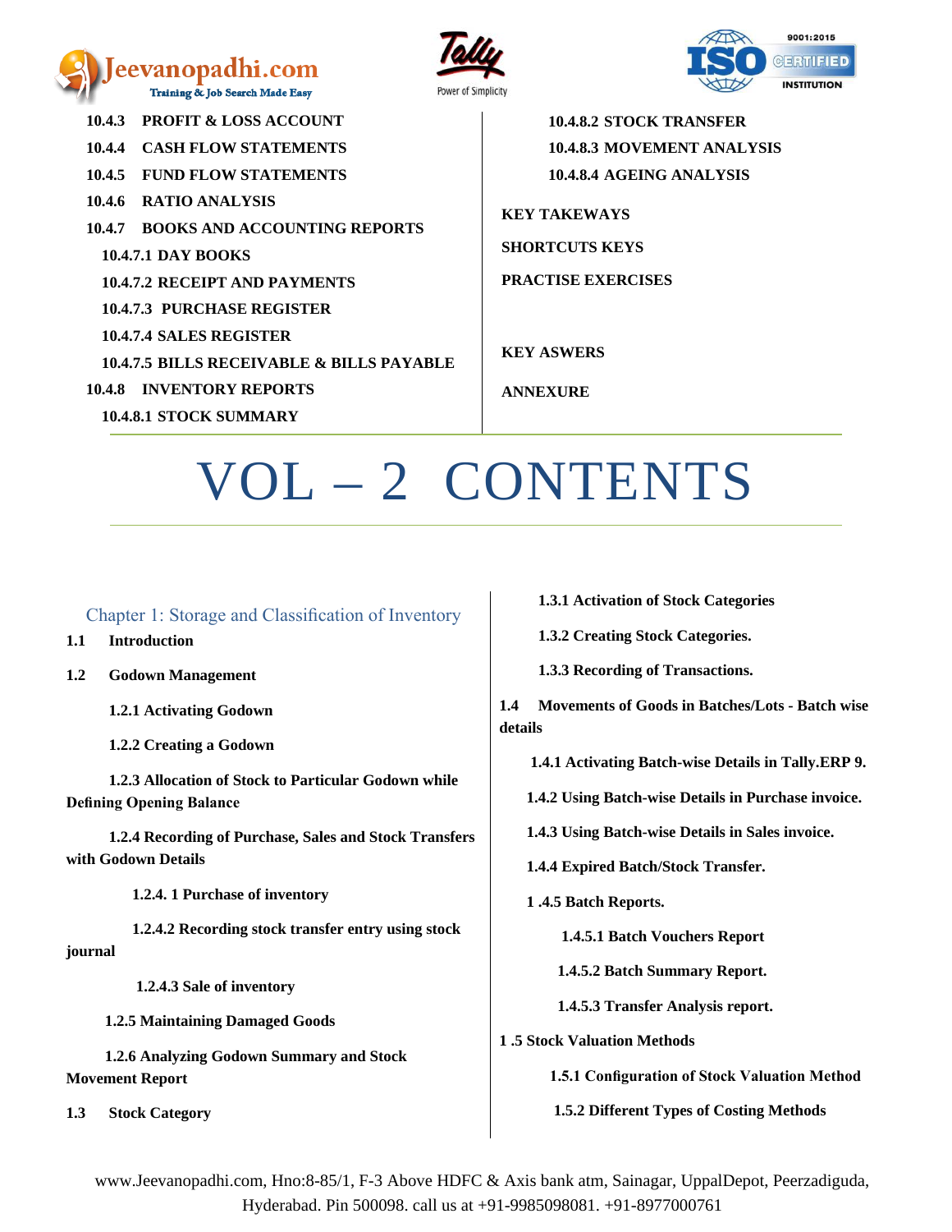10.4.3 PROFIT & LOSS ACCOUNT

10.4.4 CASH FLOW STATEMENTS

10.4.5 FUND FLOW STATEMENTS

10.4.6 RATIO ANALYSIS

10.4.7 BOOKS AND ACCOUNTING REPORTS

10.4.7.1 DAY BOOKS

10.4.7.2 RECEIPT AND PAYMENTS

10.4.7.3 PURCHASE REGISTER

10.4.7.4 SALES REGISTER

10.4.7.5 BILLS RECEIVABLE & BILLS PAYABLE

10.4.8 INVENTORY REPORTS

10.4.8.1 STOCK SUMMARY

10.4.8.2 STOCK TRANSFER

10.4.8.3 MOVEMENT ANALYSIS

10.4.8.4 AGEING ANALYSIS

KEY TAKEWAYS

SHORTCUTS KEYS

PRACTISE EXERCISES

KEY ASWERS

ANNEXURE

# VOL – 2 CONTENTS

## Chapter 1: Storage and Classification of Inventory

**1.1 Introduction**

**1.2 Godown Management**

**1.2.1 Activating Godown**

**1.2.2 Creating a Godown**

**1.2.3 Allocation of Stock to Particular Godown while Defining Opening Balance**

**1.2.4 Recording of Purchase, Sales and Stock Transfers with Godown Details**

**1.2.4. 1 Purchase of inventory**

**1.2.4.2 Recording stock transfer entry using stock journal**

**1.2.4.3 Sale of inventory**

**1.2.5 Maintaining Damaged Goods**

**1.2.6 Analyzing Godown Summary and Stock Movement Report**

**1.3 Stock Category**

**1.3.1 Activation of Stock Categories**

**1.3.2 Creating Stock Categories.**

**1.3.3 Recording of Transactions.**

**1.4 Movements of Goods in Batches/Lots - Batch wise details**

**1.4.1 Activating Batch-wise Details in Tally.ERP 9.**

**1.4.2 Using Batch-wise Details in Purchase invoice.**

**1.4.3 Using Batch-wise Details in Sales invoice.**

**1.4.4 Expired Batch/Stock Transfer.**

**1 .4.5 Batch Reports.**

**1.4.5.1 Batch Vouchers Report**

**1.4.5.2 Batch Summary Report.**

**1.4.5.3 Transfer Analysis report.**

**1 .5 Stock Valuation Methods**

**1.5.1 Configuration of Stock Valuation Method**

**1.5.2 Different Types of Costing Methods**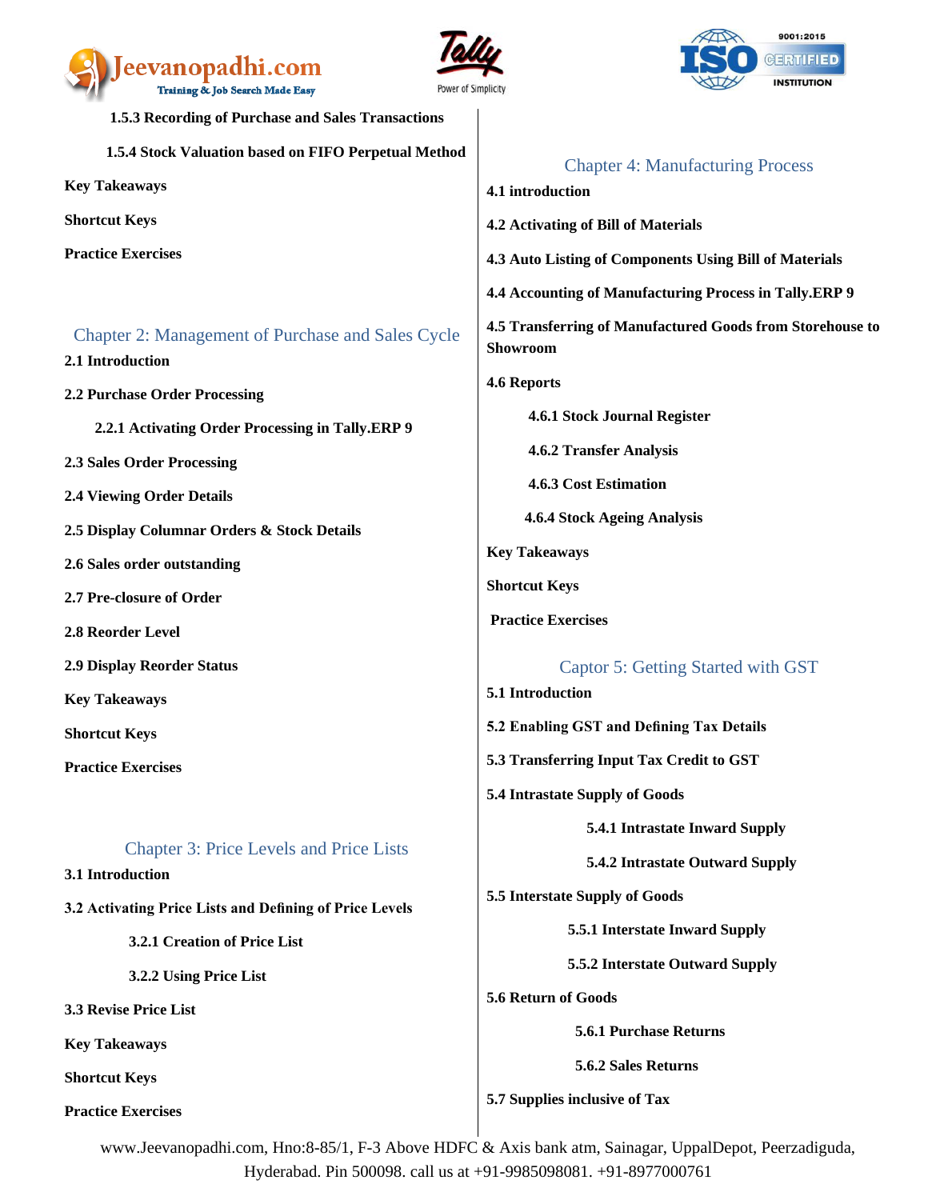**1.5.3 Recording of Purchase and Sales Transactions**

**1.5.4 Stock Valuation based on FIFO Perpetual Method**

**Key Takeaways**

**Shortcut Keys**

**Practice Exercises**

## Chapter 2: Management of Purchase and Sales Cycle

**2.1 Introduction**

**2.2 Purchase Order Processing**

**2.2.1 Activating Order Processing in Tally.ERP 9**

**2.3 Sales Order Processing**

**2.4 Viewing Order Details**

**2.5 Display Columnar Orders & Stock Details**

**2.6 Sales order outstanding**

**2.7 Pre-closure of Order**

**2.8 Reorder Level**

**2.9 Display Reorder Status**

**Key Takeaways**

**Shortcut Keys**

**Practice Exercises**

## Chapter 3: Price Levels and Price Lists

**3.1 Introduction**

**3.2 Activating Price Lists and Defining of Price Levels**

**3.2.1 Creation of Price List**

**3.2.2 Using Price List**

**3.3 Revise Price List**

**Key Takeaways**

**Shortcut Keys**

**Practice Exercises**

## Chapter 4: Manufacturing Process

**4.1 introduction**

**4.2 Activating of Bill of Materials**

**4.3 Auto Listing of Components Using Bill of Materials**

**4.4 Accounting of Manufacturing Process in Tally.ERP 9**

**4.5 Transferring of Manufactured Goods from Storehouse to Showroom**

**4.6 Reports**

**4.6.1 Stock Journal Register**

**4.6.2 Transfer Analysis**

**4.6.3 Cost Estimation**

**4.6.4 Stock Ageing Analysis**

**Key Takeaways**

**Shortcut Keys**

**Practice Exercises**

## Captor 5: Getting Started with GST

**5.1 Introduction**

**5.2 Enabling GST and Defining Tax Details**

**5.3 Transferring Input Tax Credit to GST**

**5.4 Intrastate Supply of Goods**

**5.4.1 Intrastate Inward Supply**

**5.4.2 Intrastate Outward Supply**

**5.5 Interstate Supply of Goods**

**5.5.1 Interstate Inward Supply**

**5.5.2 Interstate Outward Supply**

**5.6 Return of Goods**

**5.6.1 Purchase Returns**

**5.6.2 Sales Returns**

**5.7 Supplies inclusive of Tax**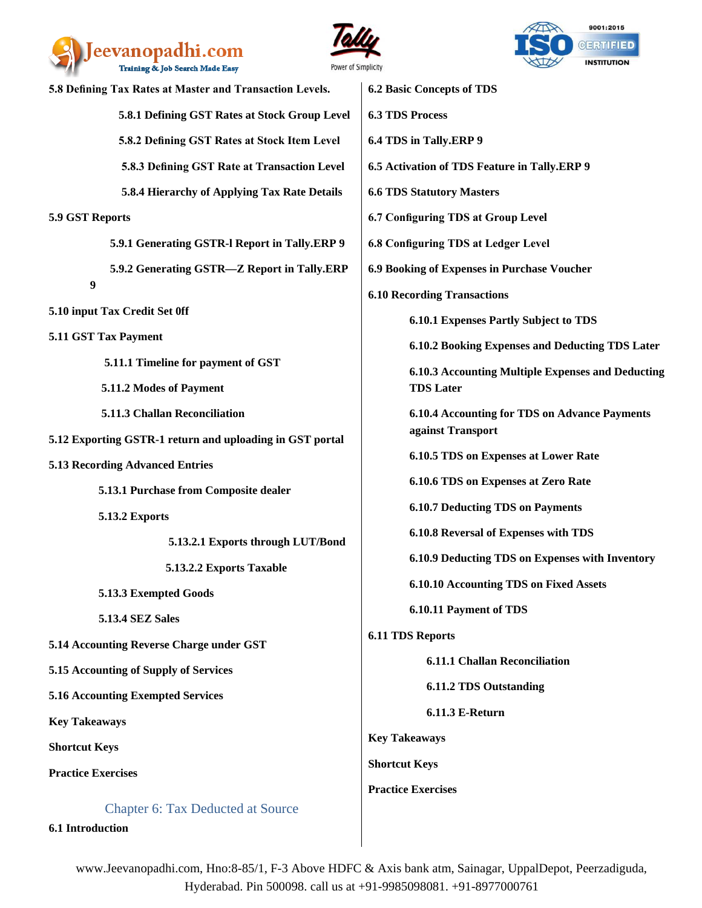**5.8 Defining Tax Rates at Master and Transaction Levels.**

- **5.8.1 Defining GST Rates at Stock Group Level**
- **5.8.2 Defining GST Rates at Stock Item Level**
- **5.8.3 Defining GST Rate at Transaction Level**
- **5.8.4 Hierarchy of Applying Tax Rate Details**

**5.9 GST Reports**

- **5.9.1 Generating GSTR-l Report in Tally.ERP 9**
- **5.9.2 Generating GSTR—Z Report in Tally.ERP 9**

**5.10 input Tax Credit Set 0ff**

**5.11 GST Tax Payment**

- **5.11.1 Timeline for payment of GST**
- **5.11.2 Modes of Payment**
- **5.11.3 Challan Reconciliation**

**5.12 Exporting GSTR-1 return and uploading in GST portal**

**5.13 Recording Advanced Entries**

- **5.13.1 Purchase from Composite dealer**
- **5.13.2 Exports**
  - **5.13.2.1 Exports through LUT/Bond**
  - **5.13.2.2 Exports Taxable**
- **5.13.3 Exempted Goods**
- **5.13.4 SEZ Sales**

**5.14 Accounting Reverse Charge under GST**

**5.15 Accounting of Supply of Services**

**5.16 Accounting Exempted Services**

**Key Takeaways**

**Shortcut Keys**

**Practice Exercises**

## Chapter 6: Tax Deducted at Source

**6.1 Introduction**

**6.2 Basic Concepts of TDS**

**6.3 TDS Process**

**6.4 TDS in Tally.ERP 9**

**6.5 Activation of TDS Feature in Tally.ERP 9**

**6.6 TDS Statutory Masters**

**6.7 Configuring TDS at Group Level**

**6.8 Configuring TDS at Ledger Level**

**6.9 Booking of Expenses in Purchase Voucher**

**6.10 Recording Transactions**

- **6.10.1 Expenses Partly Subject to TDS**
- **6.10.2 Booking Expenses and Deducting TDS Later**
- **6.10.3 Accounting Multiple Expenses and Deducting TDS Later**
- **6.10.4 Accounting for TDS on Advance Payments against Transport**
- **6.10.5 TDS on Expenses at Lower Rate**
- **6.10.6 TDS on Expenses at Zero Rate**
- **6.10.7 Deducting TDS on Payments**
- **6.10.8 Reversal of Expenses with TDS**
- **6.10.9 Deducting TDS on Expenses with Inventory**
- **6.10.10 Accounting TDS on Fixed Assets**
- **6.10.11 Payment of TDS**

**6.11 TDS Reports**

- **6.11.1 Challan Reconciliation**
- **6.11.2 TDS Outstanding**
- **6.11.3 E-Return**

**Key Takeaways**

**Shortcut Keys**

**Practice Exercises**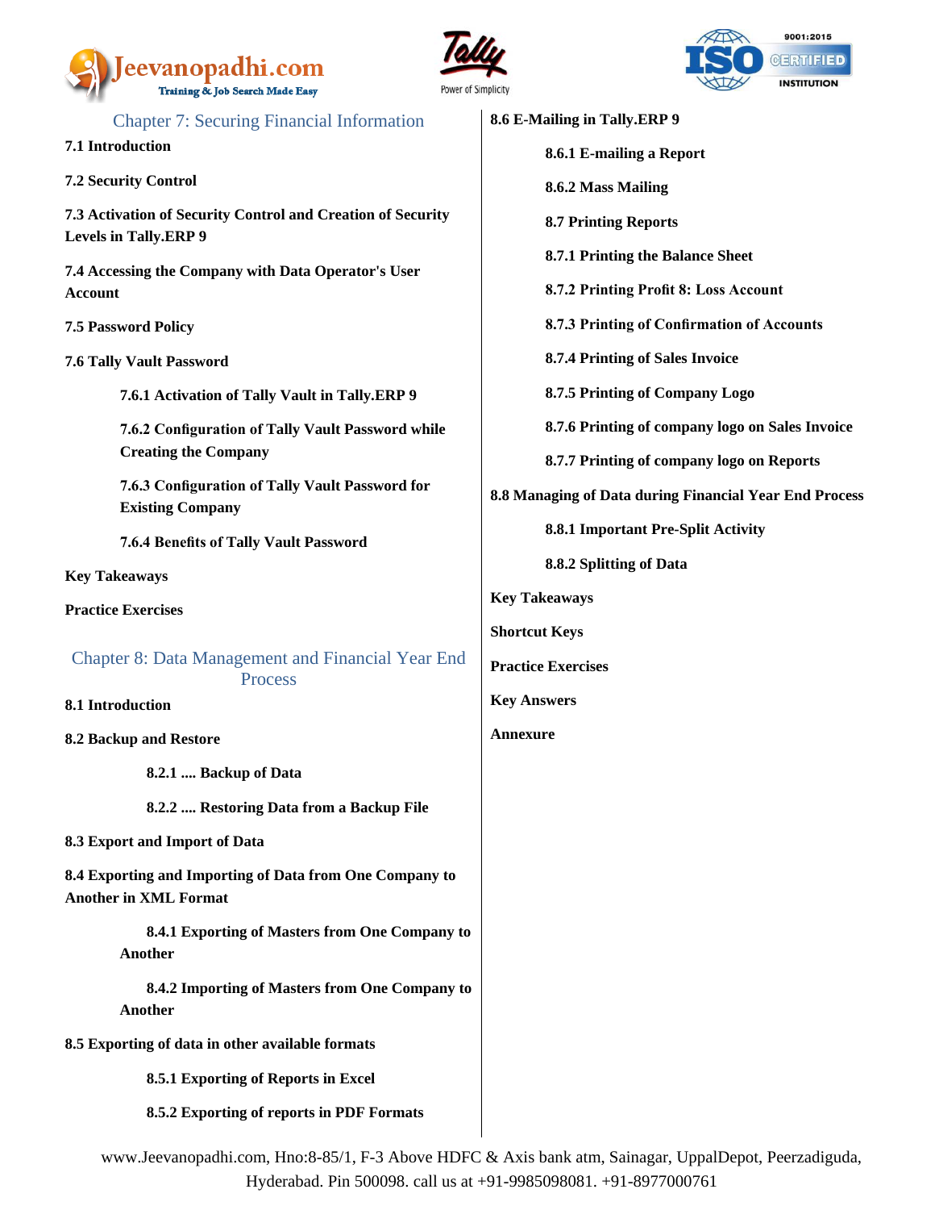## Chapter 7: Securing Financial Information

**7.1 Introduction**

**7.2 Security Control**

**7.3 Activation of Security Control and Creation of Security Levels in Tally.ERP 9**

**7.4 Accessing the Company with Data Operator's User Account**

**7.5 Password Policy**

**7.6 Tally Vault Password**

- **7.6.1 Activation of Tally Vault in Tally.ERP 9**
- **7.6.2 Configuration of Tally Vault Password while Creating the Company**
- **7.6.3 Configuration of Tally Vault Password for Existing Company**
- **7.6.4 Benefits of Tally Vault Password**

**Key Takeaways**

**Practice Exercises**

## Chapter 8: Data Management and Financial Year End Process

**8.1 Introduction**

**8.2 Backup and Restore**

- **8.2.1 .... Backup of Data**
- **8.2.2 .... Restoring Data from a Backup File**

**8.3 Export and Import of Data**

**8.4 Exporting and Importing of Data from One Company to Another in XML Format**

- **8.4.1 Exporting of Masters from One Company to Another**
- **8.4.2 Importing of Masters from One Company to Another**

**8.5 Exporting of data in other available formats**

- **8.5.1 Exporting of Reports in Excel**
- **8.5.2 Exporting of reports in PDF Formats**

**8.6 E-Mailing in Tally.ERP 9**

- **8.6.1 E-mailing a Report**
- **8.6.2 Mass Mailing**
- **8.7 Printing Reports**
- **8.7.1 Printing the Balance Sheet**
- **8.7.2 Printing Profit 8: Loss Account**
- **8.7.3 Printing of Confirmation of Accounts**
- **8.7.4 Printing of Sales Invoice**
- **8.7.5 Printing of Company Logo**
- **8.7.6 Printing of company logo on Sales Invoice**
- **8.7.7 Printing of company logo on Reports**

**8.8 Managing of Data during Financial Year End Process**

- **8.8.1 Important Pre-Split Activity**
- **8.8.2 Splitting of Data**

**Key Takeaways**

**Shortcut Keys**

**Practice Exercises**

**Key Answers**

**Annexure**

www.Jeevanopadhi.com, Hno:8-85/1, F-3 Above HDFC & Axis bank atm, Sainagar, UppalDepot, Peerzadiguda, Hyderabad. Pin 500098. call us at +91-9985098081. +91-8977000761